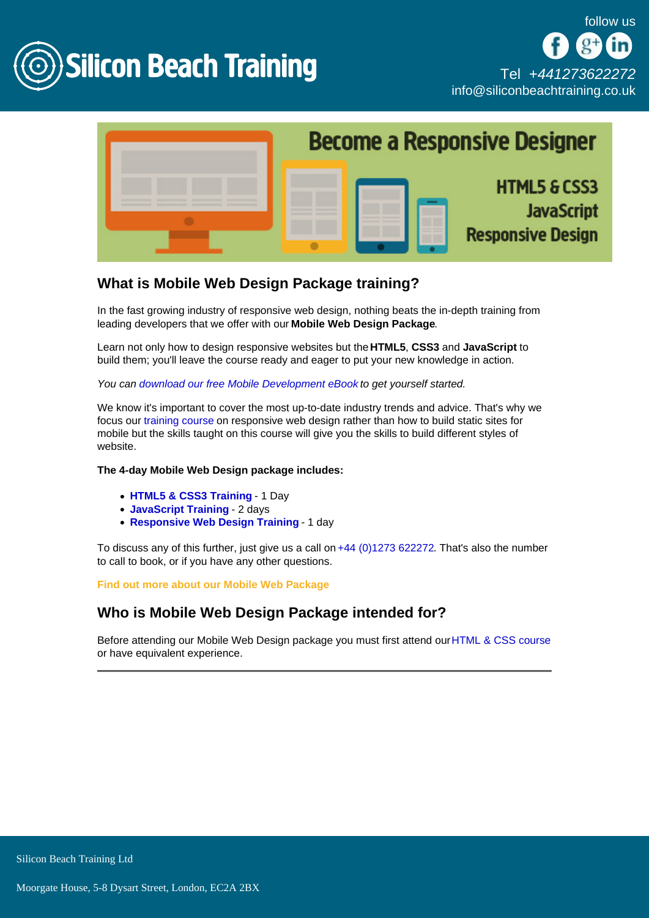# Silicon Beach Training

follow us

Tel *+441273622272*
info@siliconbeachtraining.co.uk

## What is Mobile Web Design Package training?

In the fast growing industry of responsive web design, nothing beats the in-depth training from leading developers that we offer with our **Mobile Web Design Package**.

Learn not only how to design responsive websites but the **HTML5**, **CSS3** and **JavaScript** to build them; you'll leave the course ready and eager to put your new knowledge in action.

*You can download our free Mobile Development eBook to get yourself started.*

We know it's important to cover the most up-to-date industry trends and advice. That's why we focus our training course on responsive web design rather than how to build static sites for mobile but the skills taught on this course will give you the skills to build different styles of website.

**The 4-day Mobile Web Design package includes:**

- **HTML5 & CSS3 Training** - 1 Day
- **JavaScript Training** - 2 days
- **Responsive Web Design Training** - 1 day

To discuss any of this further, just give us a call on +44 (0)1273 622272. That's also the number to call to book, or if you have any other questions.

**Find out more about our Mobile Web Package**

## Who is Mobile Web Design Package intended for?

Before attending our Mobile Web Design package you must first attend our HTML & CSS course or have equivalent experience.

Silicon Beach Training Ltd

Moorgate House, 5-8 Dysart Street, London, EC2A 2BX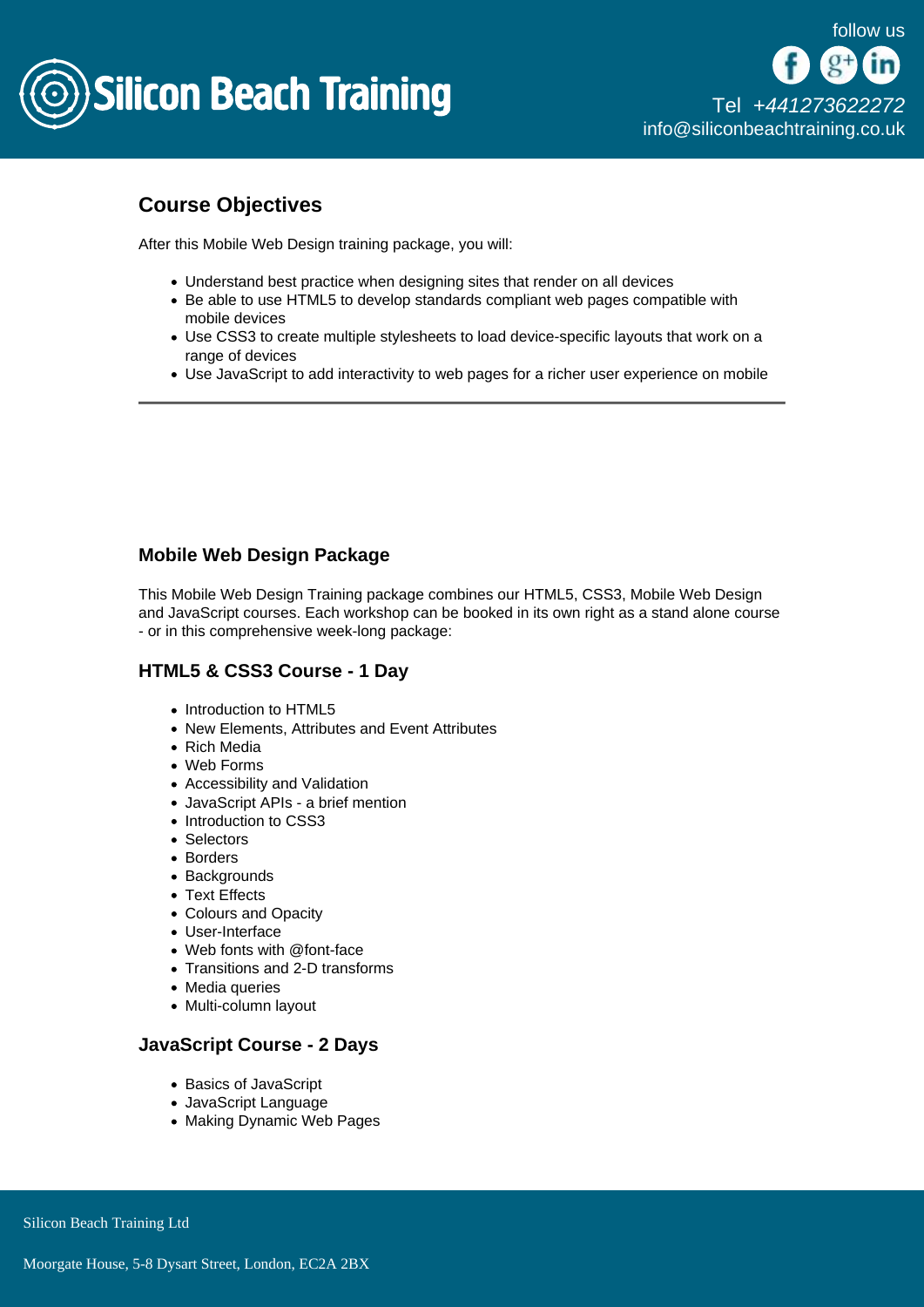## Course Objectives

After this Mobile Web Design training package, you will:

- Understand best practice when designing sites that render on all devices
- Be able to use HTML5 to develop standards compliant web pages compatible with mobile devices
- Use CSS3 to create multiple stylesheets to load device-specific layouts that work on a range of devices
- Use JavaScript to add interactivity to web pages for a richer user experience on mobile

---

### Mobile Web Design Package

This Mobile Web Design Training package combines our HTML5, CSS3, Mobile Web Design and JavaScript courses. Each workshop can be booked in its own right as a stand alone course - or in this comprehensive week-long package:

### HTML5 & CSS3 Course - 1 Day

- Introduction to HTML5
- New Elements, Attributes and Event Attributes
- Rich Media
- Web Forms
- Accessibility and Validation
- JavaScript APIs - a brief mention
- Introduction to CSS3
- Selectors
- Borders
- Backgrounds
- Text Effects
- Colours and Opacity
- User-Interface
- Web fonts with @font-face
- Transitions and 2-D transforms
- Media queries
- Multi-column layout

### JavaScript Course - 2 Days

- Basics of JavaScript
- JavaScript Language
- Making Dynamic Web Pages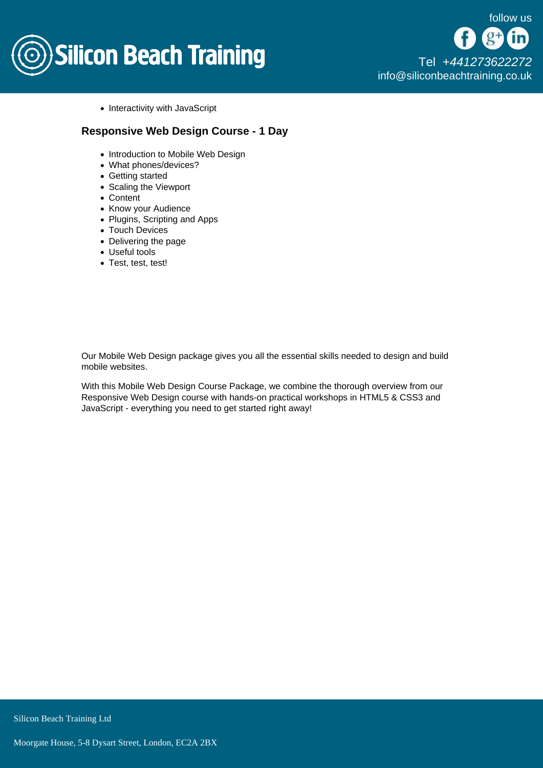- Interactivity with JavaScript

### Responsive Web Design Course - 1 Day

- Introduction to Mobile Web Design
- What phones/devices?
- Getting started
- Scaling the Viewport
- Content
- Know your Audience
- Plugins, Scripting and Apps
- Touch Devices
- Delivering the page
- Useful tools
- Test, test, test!

Our Mobile Web Design package gives you all the essential skills needed to design and build mobile websites.

With this Mobile Web Design Course Package, we combine the thorough overview from our Responsive Web Design course with hands-on practical workshops in HTML5 & CSS3 and JavaScript - everything you need to get started right away!